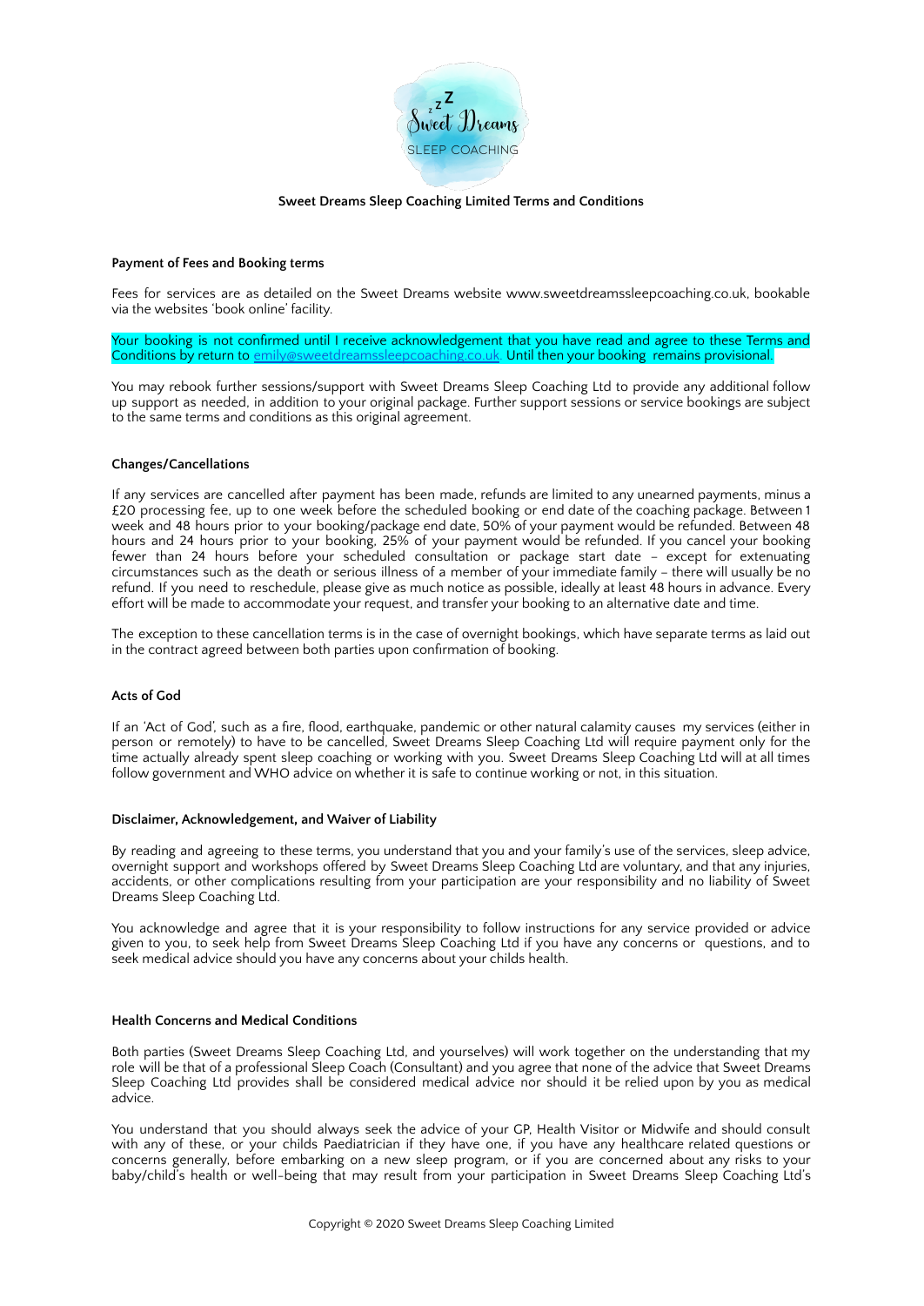# Sweet Dreams Sleep Coaching Limited Terms and Conditions

### Payment of Fees and Booking terms

Fees for services are as detailed on the Sweet Dreams website www.sweetdreamssleepcoaching.co.uk, bookable via the websites 'book online' facility.

Your booking is not confirmed until I receive acknowledgement that you have read and agree to these Terms and Conditions by return to emily@sweetdreamssleepcoaching.co.uk. Until then your booking remains provisional.

You may rebook further sessions/support with Sweet Dreams Sleep Coaching Ltd to provide any additional follow up support as needed, in addition to your original package. Further support sessions or service bookings are subject to the same terms and conditions as this original agreement.

### Changes/Cancellations

If any services are cancelled after payment has been made, refunds are limited to any unearned payments, minus a £20 processing fee, up to one week before the scheduled booking or end date of the coaching package. Between 1 week and 48 hours prior to your booking/package end date, 50% of your payment would be refunded. Between 48 hours and 24 hours prior to your booking, 25% of your payment would be refunded. If you cancel your booking fewer than 24 hours before your scheduled consultation or package start date – except for extenuating circumstances such as the death or serious illness of a member of your immediate family – there will usually be no refund. If you need to reschedule, please give as much notice as possible, ideally at least 48 hours in advance. Every effort will be made to accommodate your request, and transfer your booking to an alternative date and time.

The exception to these cancellation terms is in the case of overnight bookings, which have separate terms as laid out in the contract agreed between both parties upon confirmation of booking.

### Acts of God

If an 'Act of God', such as a fire, flood, earthquake, pandemic or other natural calamity causes my services (either in person or remotely) to have to be cancelled, Sweet Dreams Sleep Coaching Ltd will require payment only for the time actually already spent sleep coaching or working with you. Sweet Dreams Sleep Coaching Ltd will at all times follow government and WHO advice on whether it is safe to continue working or not, in this situation.

### Disclaimer, Acknowledgement, and Waiver of Liability

By reading and agreeing to these terms, you understand that you and your family's use of the services, sleep advice, overnight support and workshops offered by Sweet Dreams Sleep Coaching Ltd are voluntary, and that any injuries, accidents, or other complications resulting from your participation are your responsibility and no liability of Sweet Dreams Sleep Coaching Ltd.

You acknowledge and agree that it is your responsibility to follow instructions for any service provided or advice given to you, to seek help from Sweet Dreams Sleep Coaching Ltd if you have any concerns or questions, and to seek medical advice should you have any concerns about your childs health.

### Health Concerns and Medical Conditions

Both parties (Sweet Dreams Sleep Coaching Ltd, and yourselves) will work together on the understanding that my role will be that of a professional Sleep Coach (Consultant) and you agree that none of the advice that Sweet Dreams Sleep Coaching Ltd provides shall be considered medical advice nor should it be relied upon by you as medical advice.

You understand that you should always seek the advice of your GP, Health Visitor or Midwife and should consult with any of these, or your childs Paediatrician if they have one, if you have any healthcare related questions or concerns generally, before embarking on a new sleep program, or if you are concerned about any risks to your baby/child's health or well-being that may result from your participation in Sweet Dreams Sleep Coaching Ltd's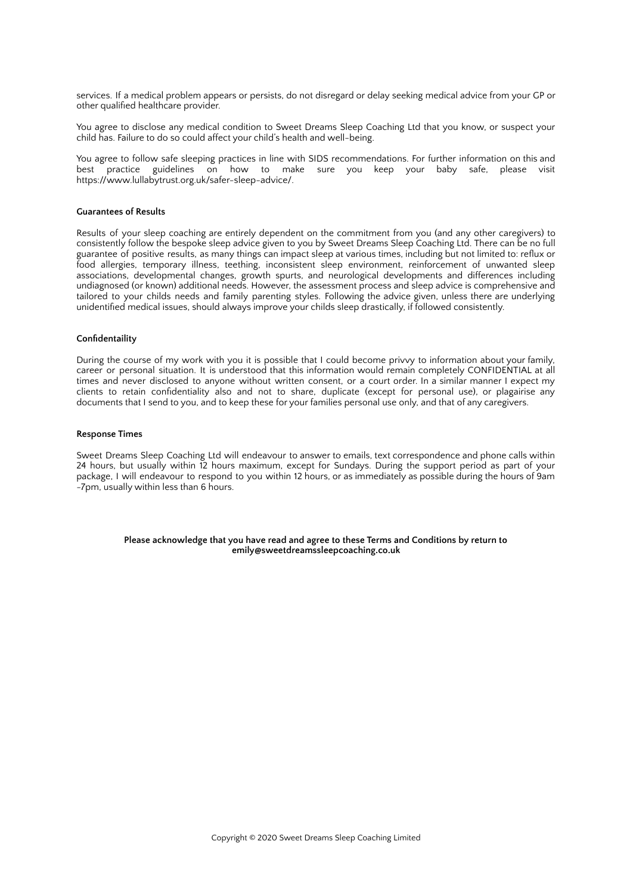services. If a medical problem appears or persists, do not disregard or delay seeking medical advice from your GP or other qualified healthcare provider.

You agree to disclose any medical condition to Sweet Dreams Sleep Coaching Ltd that you know, or suspect your child has. Failure to do so could affect your child's health and well-being.

You agree to follow safe sleeping practices in line with SIDS recommendations. For further information on this and best practice guidelines on how to make sure you keep your baby safe, please visit https://www.lullabytrust.org.uk/safer-sleep-advice/.

**Guarantees of Results**

Results of your sleep coaching are entirely dependent on the commitment from you (and any other caregivers) to consistently follow the bespoke sleep advice given to you by Sweet Dreams Sleep Coaching Ltd. There can be no full guarantee of positive results, as many things can impact sleep at various times, including but not limited to: reflux or food allergies, temporary illness, teething, inconsistent sleep environment, reinforcement of unwanted sleep associations, developmental changes, growth spurts, and neurological developments and differences including undiagnosed (or known) additional needs. However, the assessment process and sleep advice is comprehensive and tailored to your childs needs and family parenting styles. Following the advice given, unless there are underlying unidentified medical issues, should always improve your childs sleep drastically, if followed consistently.

**Confidentaility**

During the course of my work with you it is possible that I could become privvy to information about your family, career or personal situation. It is understood that this information would remain completely CONFIDENTIAL at all times and never disclosed to anyone without written consent, or a court order. In a similar manner I expect my clients to retain confidentiality also and not to share, duplicate (except for personal use), or plagairise any documents that I send to you, and to keep these for your families personal use only, and that of any caregivers.

**Response Times**

Sweet Dreams Sleep Coaching Ltd will endeavour to answer to emails, text correspondence and phone calls within 24 hours, but usually within 12 hours maximum, except for Sundays. During the support period as part of your package, I will endeavour to respond to you within 12 hours, or as immediately as possible during the hours of 9am -7pm, usually within less than 6 hours.

**Please acknowledge that you have read and agree to these Terms and Conditions by return to emily@sweetdreamssleepcoaching.co.uk**

Copyright © 2020 Sweet Dreams Sleep Coaching Limited